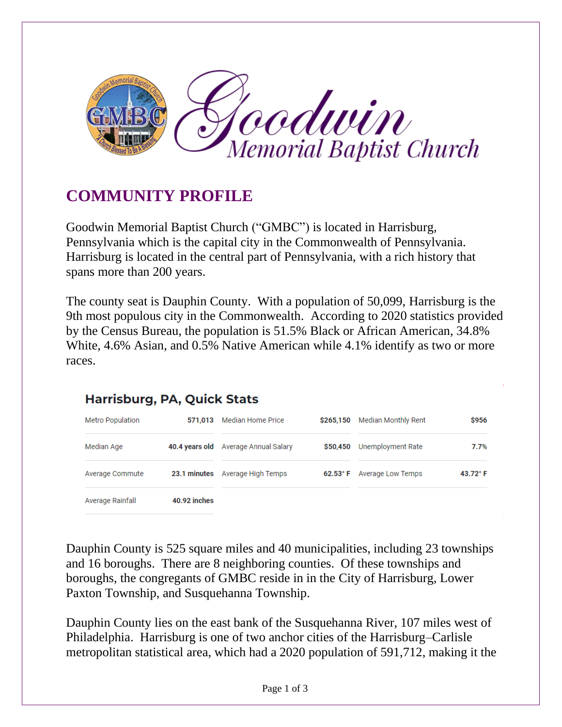# Goodwin Memorial Baptist Church

## COMMUNITY PROFILE

Goodwin Memorial Baptist Church ("GMBC") is located in Harrisburg, Pennsylvania which is the capital city in the Commonwealth of Pennsylvania. Harrisburg is located in the central part of Pennsylvania, with a rich history that spans more than 200 years.

The county seat is Dauphin County. With a population of 50,099, Harrisburg is the 9th most populous city in the Commonwealth. According to 2020 statistics provided by the Census Bureau, the population is 51.5% Black or African American, 34.8% White, 4.6% Asian, and 0.5% Native American while 4.1% identify as two or more races.

### Harrisburg, PA, Quick Stats

| | | | | | |
|---|---|---|---|---|---|
| Metro Population | **571,013** | Median Home Price | **$265,150** | Median Monthly Rent | **$956** |
| Median Age | **40.4 years old** | Average Annual Salary | **$50,450** | Unemployment Rate | **7.7%** |
| Average Commute | **23.1 minutes** | Average High Temps | **62.53° F** | Average Low Temps | **43.72° F** |
| Average Rainfall | **40.92 inches** | | | | |

Dauphin County is 525 square miles and 40 municipalities, including 23 townships and 16 boroughs. There are 8 neighboring counties. Of these townships and boroughs, the congregants of GMBC reside in in the City of Harrisburg, Lower Paxton Township, and Susquehanna Township.

Dauphin County lies on the east bank of the Susquehanna River, 107 miles west of Philadelphia. Harrisburg is one of two anchor cities of the Harrisburg–Carlisle metropolitan statistical area, which had a 2020 population of 591,712, making it the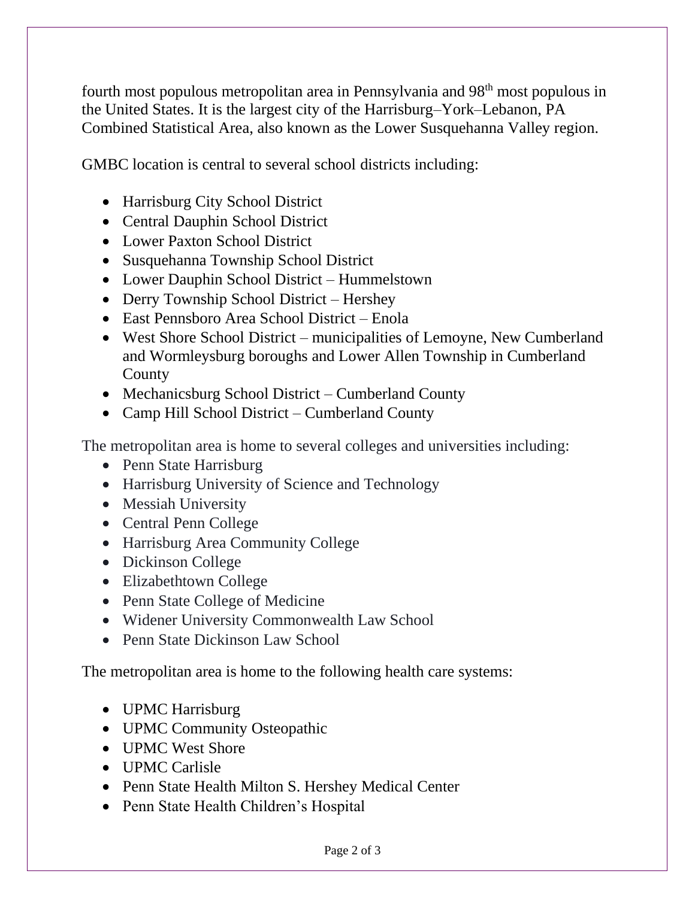fourth most populous metropolitan area in Pennsylvania and 98th most populous in the United States. It is the largest city of the Harrisburg–York–Lebanon, PA Combined Statistical Area, also known as the Lower Susquehanna Valley region.

GMBC location is central to several school districts including:

- Harrisburg City School District
- Central Dauphin School District
- Lower Paxton School District
- Susquehanna Township School District
- Lower Dauphin School District – Hummelstown
- Derry Township School District – Hershey
- East Pennsboro Area School District – Enola
- West Shore School District – municipalities of Lemoyne, New Cumberland and Wormleysburg boroughs and Lower Allen Township in Cumberland County
- Mechanicsburg School District – Cumberland County
- Camp Hill School District – Cumberland County

The metropolitan area is home to several colleges and universities including:

- Penn State Harrisburg
- Harrisburg University of Science and Technology
- Messiah University
- Central Penn College
- Harrisburg Area Community College
- Dickinson College
- Elizabethtown College
- Penn State College of Medicine
- Widener University Commonwealth Law School
- Penn State Dickinson Law School

The metropolitan area is home to the following health care systems:

- UPMC Harrisburg
- UPMC Community Osteopathic
- UPMC West Shore
- UPMC Carlisle
- Penn State Health Milton S. Hershey Medical Center
- Penn State Health Children's Hospital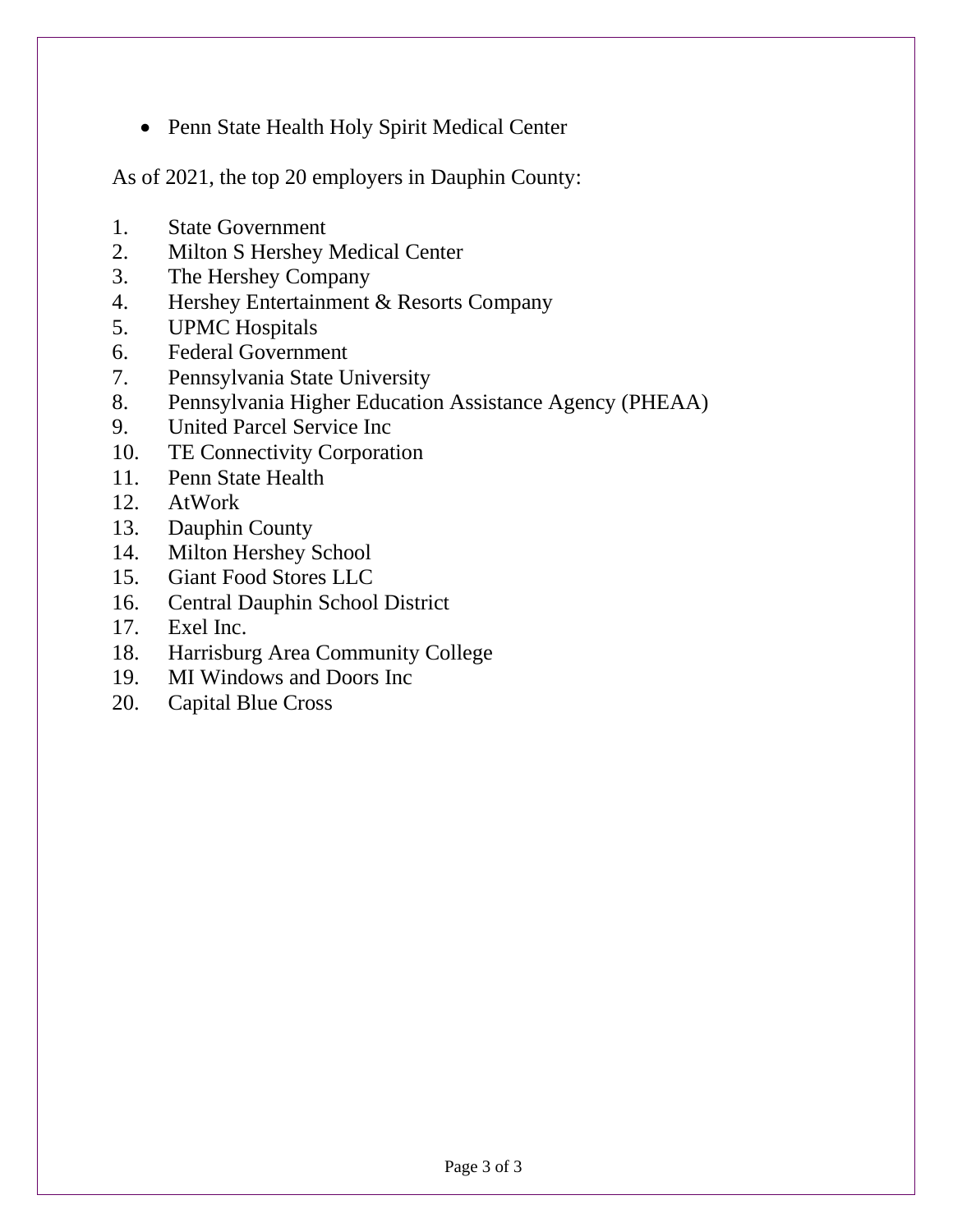- Penn State Health Holy Spirit Medical Center

As of 2021, the top 20 employers in Dauphin County:

1. State Government
2. Milton S Hershey Medical Center
3. The Hershey Company
4. Hershey Entertainment & Resorts Company
5. UPMC Hospitals
6. Federal Government
7. Pennsylvania State University
8. Pennsylvania Higher Education Assistance Agency (PHEAA)
9. United Parcel Service Inc
10. TE Connectivity Corporation
11. Penn State Health
12. AtWork
13. Dauphin County
14. Milton Hershey School
15. Giant Food Stores LLC
16. Central Dauphin School District
17. Exel Inc.
18. Harrisburg Area Community College
19. MI Windows and Doors Inc
20. Capital Blue Cross